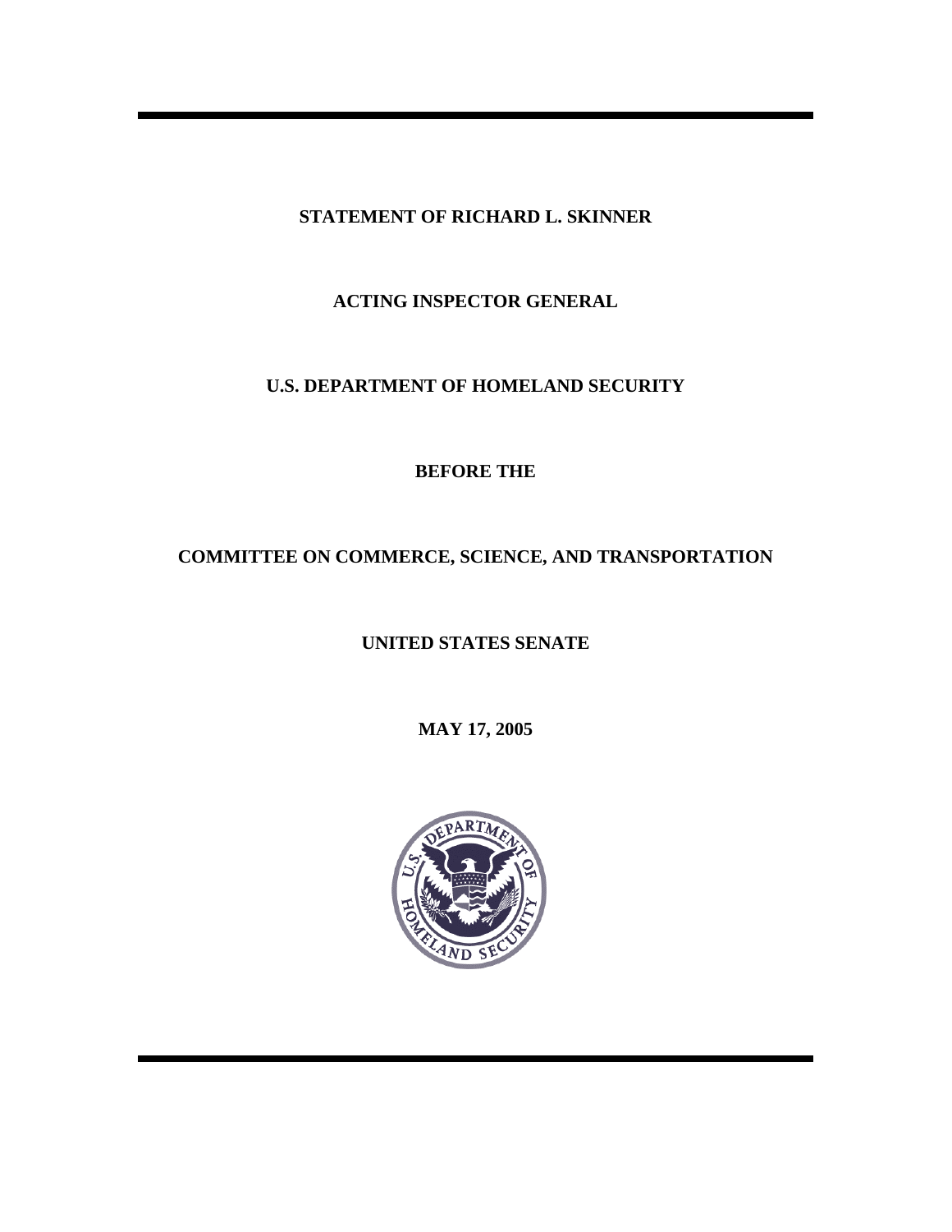**STATEMENT OF RICHARD L. SKINNER**

**ACTING INSPECTOR GENERAL**

**U.S. DEPARTMENT OF HOMELAND SECURITY**

**BEFORE THE**

**COMMITTEE ON COMMERCE, SCIENCE, AND TRANSPORTATION**

**UNITED STATES SENATE**

**MAY 17, 2005**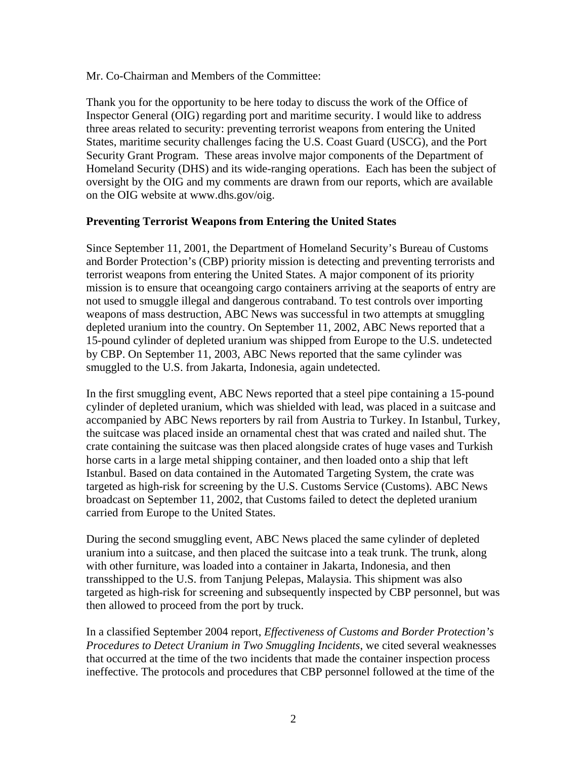Mr. Co-Chairman and Members of the Committee:

Thank you for the opportunity to be here today to discuss the work of the Office of Inspector General (OIG) regarding port and maritime security. I would like to address three areas related to security: preventing terrorist weapons from entering the United States, maritime security challenges facing the U.S. Coast Guard (USCG), and the Port Security Grant Program. These areas involve major components of the Department of Homeland Security (DHS) and its wide-ranging operations. Each has been the subject of oversight by the OIG and my comments are drawn from our reports, which are available on the OIG website at www.dhs.gov/oig.

**Preventing Terrorist Weapons from Entering the United States**

Since September 11, 2001, the Department of Homeland Security's Bureau of Customs and Border Protection's (CBP) priority mission is detecting and preventing terrorists and terrorist weapons from entering the United States. A major component of its priority mission is to ensure that oceangoing cargo containers arriving at the seaports of entry are not used to smuggle illegal and dangerous contraband. To test controls over importing weapons of mass destruction, ABC News was successful in two attempts at smuggling depleted uranium into the country. On September 11, 2002, ABC News reported that a 15-pound cylinder of depleted uranium was shipped from Europe to the U.S. undetected by CBP. On September 11, 2003, ABC News reported that the same cylinder was smuggled to the U.S. from Jakarta, Indonesia, again undetected.

In the first smuggling event, ABC News reported that a steel pipe containing a 15-pound cylinder of depleted uranium, which was shielded with lead, was placed in a suitcase and accompanied by ABC News reporters by rail from Austria to Turkey. In Istanbul, Turkey, the suitcase was placed inside an ornamental chest that was crated and nailed shut. The crate containing the suitcase was then placed alongside crates of huge vases and Turkish horse carts in a large metal shipping container, and then loaded onto a ship that left Istanbul. Based on data contained in the Automated Targeting System, the crate was targeted as high-risk for screening by the U.S. Customs Service (Customs). ABC News broadcast on September 11, 2002, that Customs failed to detect the depleted uranium carried from Europe to the United States.

During the second smuggling event, ABC News placed the same cylinder of depleted uranium into a suitcase, and then placed the suitcase into a teak trunk. The trunk, along with other furniture, was loaded into a container in Jakarta, Indonesia, and then transshipped to the U.S. from Tanjung Pelepas, Malaysia. This shipment was also targeted as high-risk for screening and subsequently inspected by CBP personnel, but was then allowed to proceed from the port by truck.

In a classified September 2004 report, *Effectiveness of Customs and Border Protection's Procedures to Detect Uranium in Two Smuggling Incidents*, we cited several weaknesses that occurred at the time of the two incidents that made the container inspection process ineffective. The protocols and procedures that CBP personnel followed at the time of the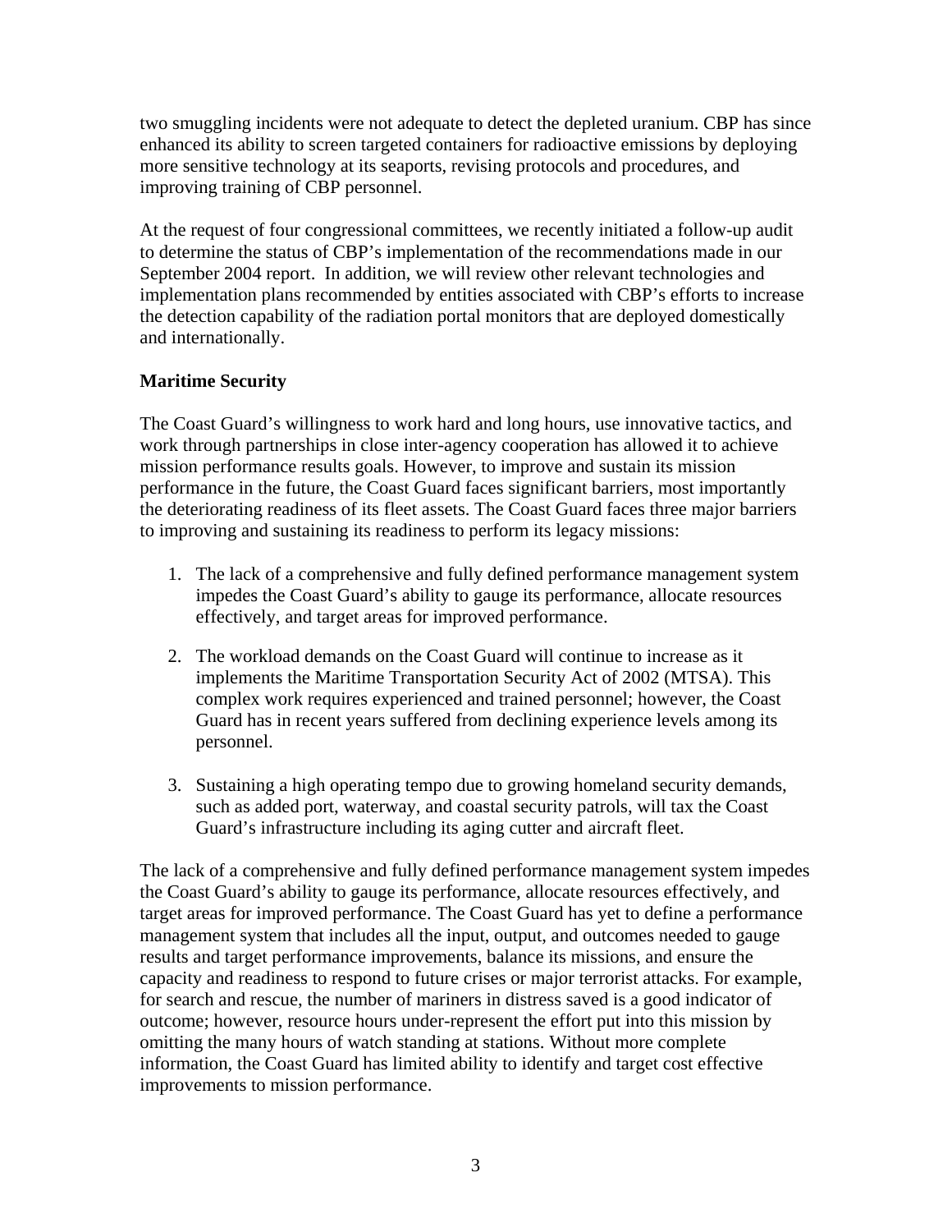two smuggling incidents were not adequate to detect the depleted uranium. CBP has since enhanced its ability to screen targeted containers for radioactive emissions by deploying more sensitive technology at its seaports, revising protocols and procedures, and improving training of CBP personnel.

At the request of four congressional committees, we recently initiated a follow-up audit to determine the status of CBP's implementation of the recommendations made in our September 2004 report. In addition, we will review other relevant technologies and implementation plans recommended by entities associated with CBP's efforts to increase the detection capability of the radiation portal monitors that are deployed domestically and internationally.

**Maritime Security**

The Coast Guard's willingness to work hard and long hours, use innovative tactics, and work through partnerships in close inter-agency cooperation has allowed it to achieve mission performance results goals. However, to improve and sustain its mission performance in the future, the Coast Guard faces significant barriers, most importantly the deteriorating readiness of its fleet assets. The Coast Guard faces three major barriers to improving and sustaining its readiness to perform its legacy missions:

1. The lack of a comprehensive and fully defined performance management system impedes the Coast Guard's ability to gauge its performance, allocate resources effectively, and target areas for improved performance.

2. The workload demands on the Coast Guard will continue to increase as it implements the Maritime Transportation Security Act of 2002 (MTSA). This complex work requires experienced and trained personnel; however, the Coast Guard has in recent years suffered from declining experience levels among its personnel.

3. Sustaining a high operating tempo due to growing homeland security demands, such as added port, waterway, and coastal security patrols, will tax the Coast Guard's infrastructure including its aging cutter and aircraft fleet.

The lack of a comprehensive and fully defined performance management system impedes the Coast Guard's ability to gauge its performance, allocate resources effectively, and target areas for improved performance. The Coast Guard has yet to define a performance management system that includes all the input, output, and outcomes needed to gauge results and target performance improvements, balance its missions, and ensure the capacity and readiness to respond to future crises or major terrorist attacks. For example, for search and rescue, the number of mariners in distress saved is a good indicator of outcome; however, resource hours under-represent the effort put into this mission by omitting the many hours of watch standing at stations. Without more complete information, the Coast Guard has limited ability to identify and target cost effective improvements to mission performance.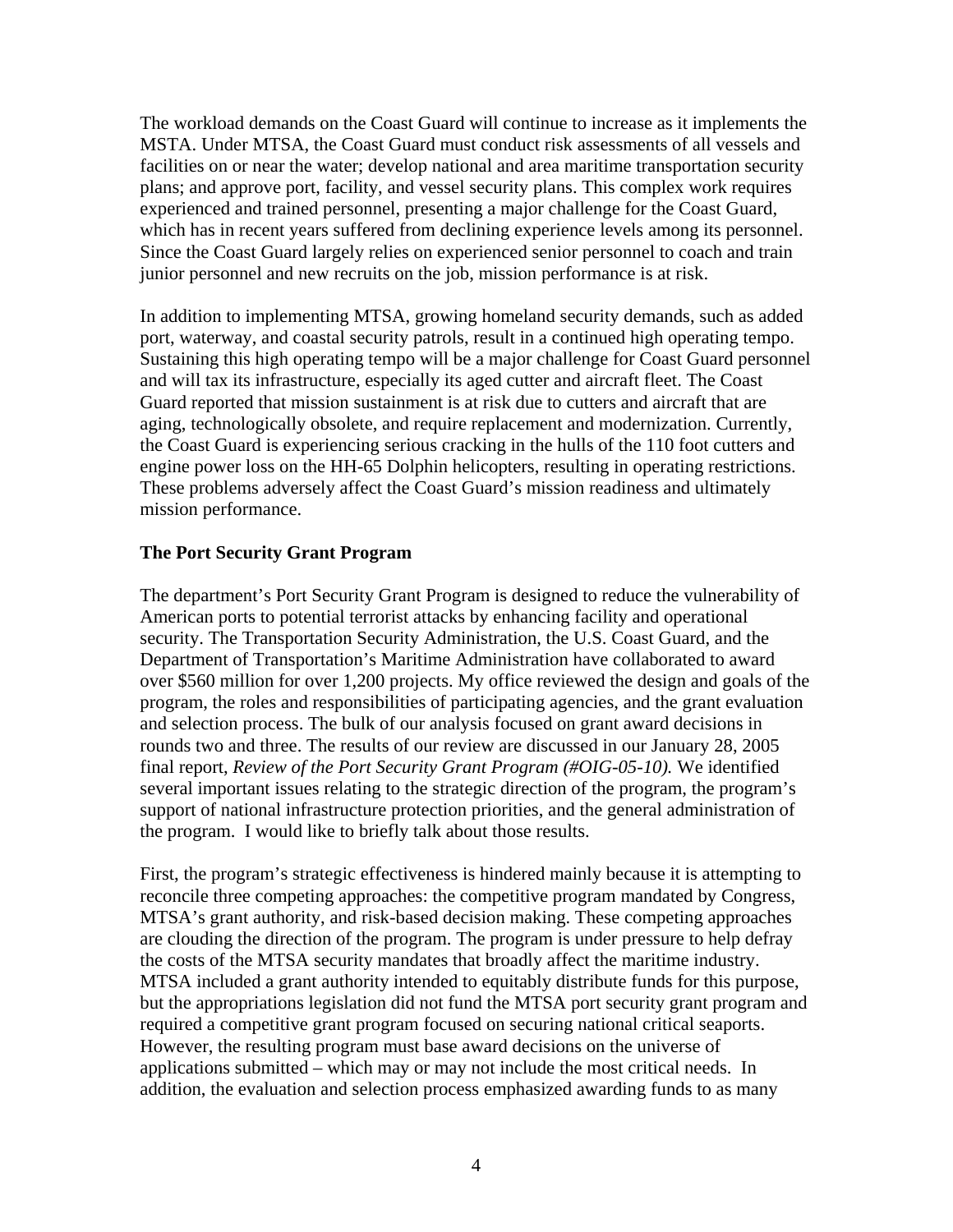The workload demands on the Coast Guard will continue to increase as it implements the MSTA. Under MTSA, the Coast Guard must conduct risk assessments of all vessels and facilities on or near the water; develop national and area maritime transportation security plans; and approve port, facility, and vessel security plans. This complex work requires experienced and trained personnel, presenting a major challenge for the Coast Guard, which has in recent years suffered from declining experience levels among its personnel. Since the Coast Guard largely relies on experienced senior personnel to coach and train junior personnel and new recruits on the job, mission performance is at risk.

In addition to implementing MTSA, growing homeland security demands, such as added port, waterway, and coastal security patrols, result in a continued high operating tempo. Sustaining this high operating tempo will be a major challenge for Coast Guard personnel and will tax its infrastructure, especially its aged cutter and aircraft fleet. The Coast Guard reported that mission sustainment is at risk due to cutters and aircraft that are aging, technologically obsolete, and require replacement and modernization. Currently, the Coast Guard is experiencing serious cracking in the hulls of the 110 foot cutters and engine power loss on the HH-65 Dolphin helicopters, resulting in operating restrictions. These problems adversely affect the Coast Guard's mission readiness and ultimately mission performance.

**The Port Security Grant Program**

The department's Port Security Grant Program is designed to reduce the vulnerability of American ports to potential terrorist attacks by enhancing facility and operational security. The Transportation Security Administration, the U.S. Coast Guard, and the Department of Transportation's Maritime Administration have collaborated to award over $560 million for over 1,200 projects. My office reviewed the design and goals of the program, the roles and responsibilities of participating agencies, and the grant evaluation and selection process. The bulk of our analysis focused on grant award decisions in rounds two and three. The results of our review are discussed in our January 28, 2005 final report, *Review of the Port Security Grant Program (#OIG-05-10).* We identified several important issues relating to the strategic direction of the program, the program's support of national infrastructure protection priorities, and the general administration of the program. I would like to briefly talk about those results.

First, the program's strategic effectiveness is hindered mainly because it is attempting to reconcile three competing approaches: the competitive program mandated by Congress, MTSA's grant authority, and risk-based decision making. These competing approaches are clouding the direction of the program. The program is under pressure to help defray the costs of the MTSA security mandates that broadly affect the maritime industry. MTSA included a grant authority intended to equitably distribute funds for this purpose, but the appropriations legislation did not fund the MTSA port security grant program and required a competitive grant program focused on securing national critical seaports. However, the resulting program must base award decisions on the universe of applications submitted – which may or may not include the most critical needs. In addition, the evaluation and selection process emphasized awarding funds to as many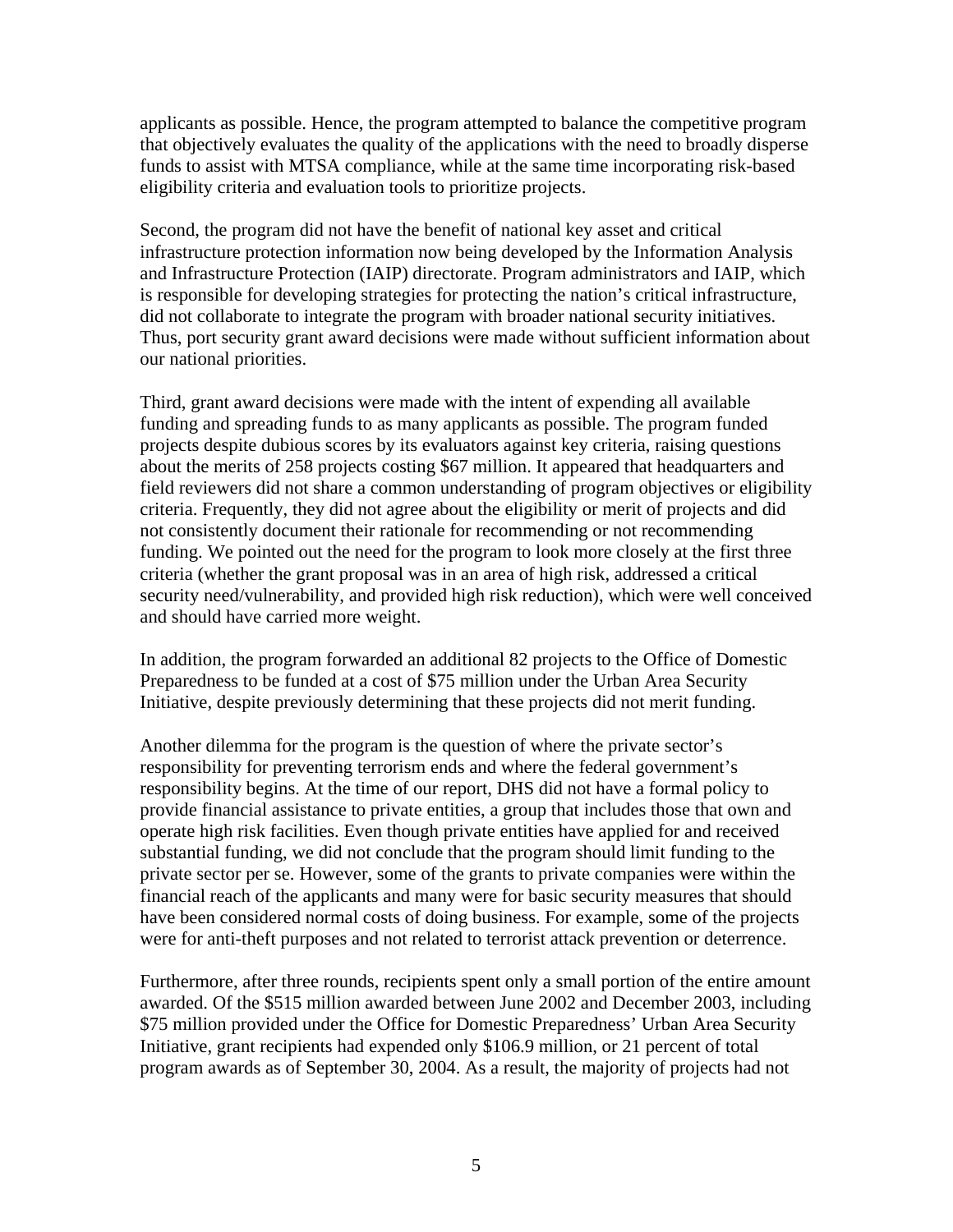applicants as possible. Hence, the program attempted to balance the competitive program that objectively evaluates the quality of the applications with the need to broadly disperse funds to assist with MTSA compliance, while at the same time incorporating risk-based eligibility criteria and evaluation tools to prioritize projects.

Second, the program did not have the benefit of national key asset and critical infrastructure protection information now being developed by the Information Analysis and Infrastructure Protection (IAIP) directorate. Program administrators and IAIP, which is responsible for developing strategies for protecting the nation's critical infrastructure, did not collaborate to integrate the program with broader national security initiatives. Thus, port security grant award decisions were made without sufficient information about our national priorities.

Third, grant award decisions were made with the intent of expending all available funding and spreading funds to as many applicants as possible. The program funded projects despite dubious scores by its evaluators against key criteria, raising questions about the merits of 258 projects costing $67 million. It appeared that headquarters and field reviewers did not share a common understanding of program objectives or eligibility criteria. Frequently, they did not agree about the eligibility or merit of projects and did not consistently document their rationale for recommending or not recommending funding. We pointed out the need for the program to look more closely at the first three criteria (whether the grant proposal was in an area of high risk, addressed a critical security need/vulnerability, and provided high risk reduction), which were well conceived and should have carried more weight.

In addition, the program forwarded an additional 82 projects to the Office of Domestic Preparedness to be funded at a cost of $75 million under the Urban Area Security Initiative, despite previously determining that these projects did not merit funding.

Another dilemma for the program is the question of where the private sector's responsibility for preventing terrorism ends and where the federal government's responsibility begins. At the time of our report, DHS did not have a formal policy to provide financial assistance to private entities, a group that includes those that own and operate high risk facilities. Even though private entities have applied for and received substantial funding, we did not conclude that the program should limit funding to the private sector per se. However, some of the grants to private companies were within the financial reach of the applicants and many were for basic security measures that should have been considered normal costs of doing business. For example, some of the projects were for anti-theft purposes and not related to terrorist attack prevention or deterrence.

Furthermore, after three rounds, recipients spent only a small portion of the entire amount awarded. Of the $515 million awarded between June 2002 and December 2003, including $75 million provided under the Office for Domestic Preparedness' Urban Area Security Initiative, grant recipients had expended only $106.9 million, or 21 percent of total program awards as of September 30, 2004. As a result, the majority of projects had not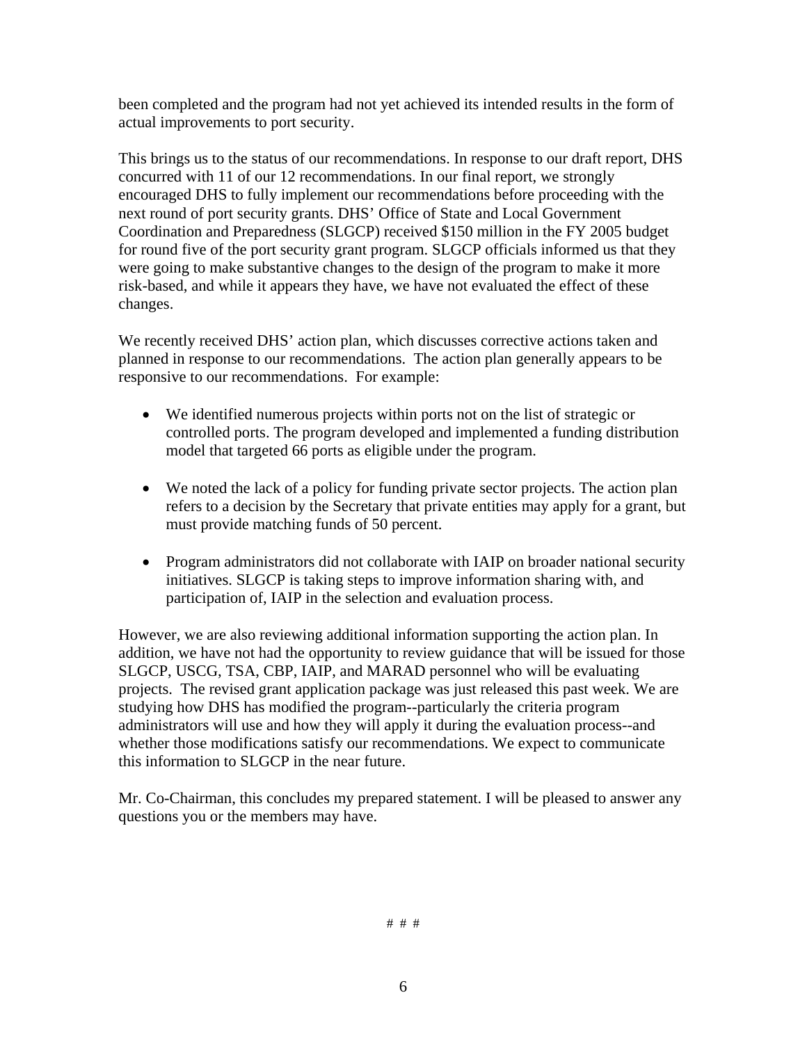been completed and the program had not yet achieved its intended results in the form of actual improvements to port security.

This brings us to the status of our recommendations. In response to our draft report, DHS concurred with 11 of our 12 recommendations. In our final report, we strongly encouraged DHS to fully implement our recommendations before proceeding with the next round of port security grants. DHS' Office of State and Local Government Coordination and Preparedness (SLGCP) received $150 million in the FY 2005 budget for round five of the port security grant program. SLGCP officials informed us that they were going to make substantive changes to the design of the program to make it more risk-based, and while it appears they have, we have not evaluated the effect of these changes.

We recently received DHS' action plan, which discusses corrective actions taken and planned in response to our recommendations. The action plan generally appears to be responsive to our recommendations. For example:

- We identified numerous projects within ports not on the list of strategic or controlled ports. The program developed and implemented a funding distribution model that targeted 66 ports as eligible under the program.
- We noted the lack of a policy for funding private sector projects. The action plan refers to a decision by the Secretary that private entities may apply for a grant, but must provide matching funds of 50 percent.
- Program administrators did not collaborate with IAIP on broader national security initiatives. SLGCP is taking steps to improve information sharing with, and participation of, IAIP in the selection and evaluation process.

However, we are also reviewing additional information supporting the action plan. In addition, we have not had the opportunity to review guidance that will be issued for those SLGCP, USCG, TSA, CBP, IAIP, and MARAD personnel who will be evaluating projects. The revised grant application package was just released this past week. We are studying how DHS has modified the program--particularly the criteria program administrators will use and how they will apply it during the evaluation process--and whether those modifications satisfy our recommendations. We expect to communicate this information to SLGCP in the near future.

Mr. Co-Chairman, this concludes my prepared statement. I will be pleased to answer any questions you or the members may have.

# # #